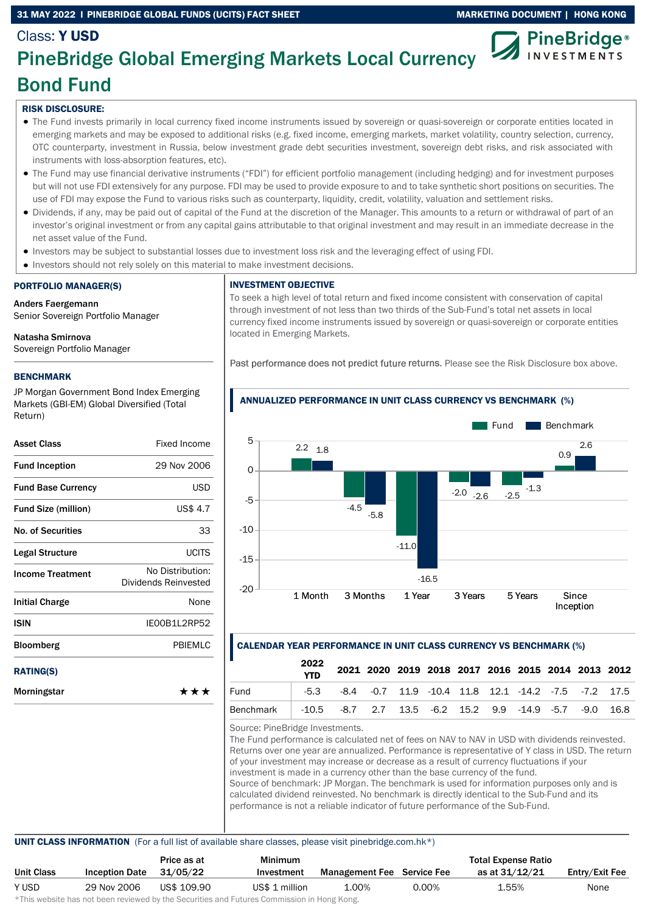Class: **Y USD**

# PineBridge Global Emerging Markets Local Currency Bond Fund

**RISK DISCLOSURE:**

- The Fund invests primarily in local currency fixed income instruments issued by sovereign or quasi-sovereign or corporate entities located in emerging markets and may be exposed to additional risks (e.g. fixed income, emerging markets, market volatility, country selection, currency, OTC counterparty, investment in Russia, below investment grade debt securities investment, sovereign debt risks, and risk associated with instruments with loss-absorption features, etc).
- The Fund may use financial derivative instruments ("FDI") for efficient portfolio management (including hedging) and for investment purposes but will not use FDI extensively for any purpose. FDI may be used to provide exposure to and to take synthetic short positions on securities. The use of FDI may expose the Fund to various risks such as counterparty, liquidity, credit, volatility, valuation and settlement risks.
- Dividends, if any, may be paid out of capital of the Fund at the discretion of the Manager. This amounts to a return or withdrawal of part of an investor's original investment or from any capital gains attributable to that original investment and may result in an immediate decrease in the net asset value of the Fund.
- Investors may be subject to substantial losses due to investment loss risk and the leveraging effect of using FDI.
- Investors should not rely solely on this material to make investment decisions.

## PORTFOLIO MANAGER(S)

**Anders Faergemann**
Senior Sovereign Portfolio Manager

**Natasha Smirnova**
Sovereign Portfolio Manager

## BENCHMARK

JP Morgan Government Bond Index Emerging Markets (GBI-EM) Global Diversified (Total Return)

| | |
|---|---|
| **Asset Class** | Fixed Income |
| **Fund Inception** | 29 Nov 2006 |
| **Fund Base Currency** | USD |
| **Fund Size (million)** | US$ 4.7 |
| **No. of Securities** | 33 |
| **Legal Structure** | UCITS |
| **Income Treatment** | No Distribution: Dividends Reinvested |
| **Initial Charge** | None |
| **ISIN** | IE00B1L2RP52 |
| **Bloomberg** | PBIEMLC |

## RATING(S)

| | |
|---|---|
| **Morningstar** | ★★★ |

## INVESTMENT OBJECTIVE

To seek a high level of total return and fixed income consistent with conservation of capital through investment of not less than two thirds of the Sub-Fund's total net assets in local currency fixed income instruments issued by sovereign or quasi-sovereign or corporate entities located in Emerging Markets.

Past performance does not predict future returns. Please see the Risk Disclosure box above.

## ANNUALIZED PERFORMANCE IN UNIT CLASS CURRENCY VS BENCHMARK (%)

| | 1 Month | 3 Months | 1 Year | 3 Years | 5 Years | Since Inception |
|---|---|---|---|---|---|---|
| Fund | 2.2 | -4.5 | -11.0 | -2.0 | -2.5 | 0.9 |
| Benchmark | 1.8 | -5.8 | -16.5 | -2.6 | -1.3 | 2.6 |

## CALENDAR YEAR PERFORMANCE IN UNIT CLASS CURRENCY VS BENCHMARK (%)

| | 2022 YTD | 2021 | 2020 | 2019 | 2018 | 2017 | 2016 | 2015 | 2014 | 2013 | 2012 |
|---|---|---|---|---|---|---|---|---|---|---|---|
| Fund | -5.3 | -8.4 | -0.7 | 11.9 | -10.4 | 11.8 | 12.1 | -14.2 | -7.5 | -7.2 | 17.5 |
| Benchmark | -10.5 | -8.7 | 2.7 | 13.5 | -6.2 | 15.2 | 9.9 | -14.9 | -5.7 | -9.0 | 16.8 |

Source: PineBridge Investments.
The Fund performance is calculated net of fees on NAV to NAV in USD with dividends reinvested. Returns over one year are annualized. Performance is representative of Y class in USD. The return of your investment may increase or decrease as a result of currency fluctuations if your investment is made in a currency other than the base currency of the fund.
Source of benchmark: JP Morgan. The benchmark is used for information purposes only and is calculated dividend reinvested. No benchmark is directly identical to the Sub-Fund and its performance is not a reliable indicator of future performance of the Sub-Fund.

## UNIT CLASS INFORMATION (For a full list of available share classes, please visit pinebridge.com.hk*)

| Unit Class | Inception Date | Price as at 31/05/22 | Minimum Investment | Management Fee | Service Fee | Total Expense Ratio as at 31/12/21 | Entry/Exit Fee |
|---|---|---|---|---|---|---|---|
| Y USD | 29 Nov 2006 | US$ 109.90 | US$ 1 million | 1.00% | 0.00% | 1.55% | None |

*This website has not been reviewed by the Securities and Futures Commission in Hong Kong.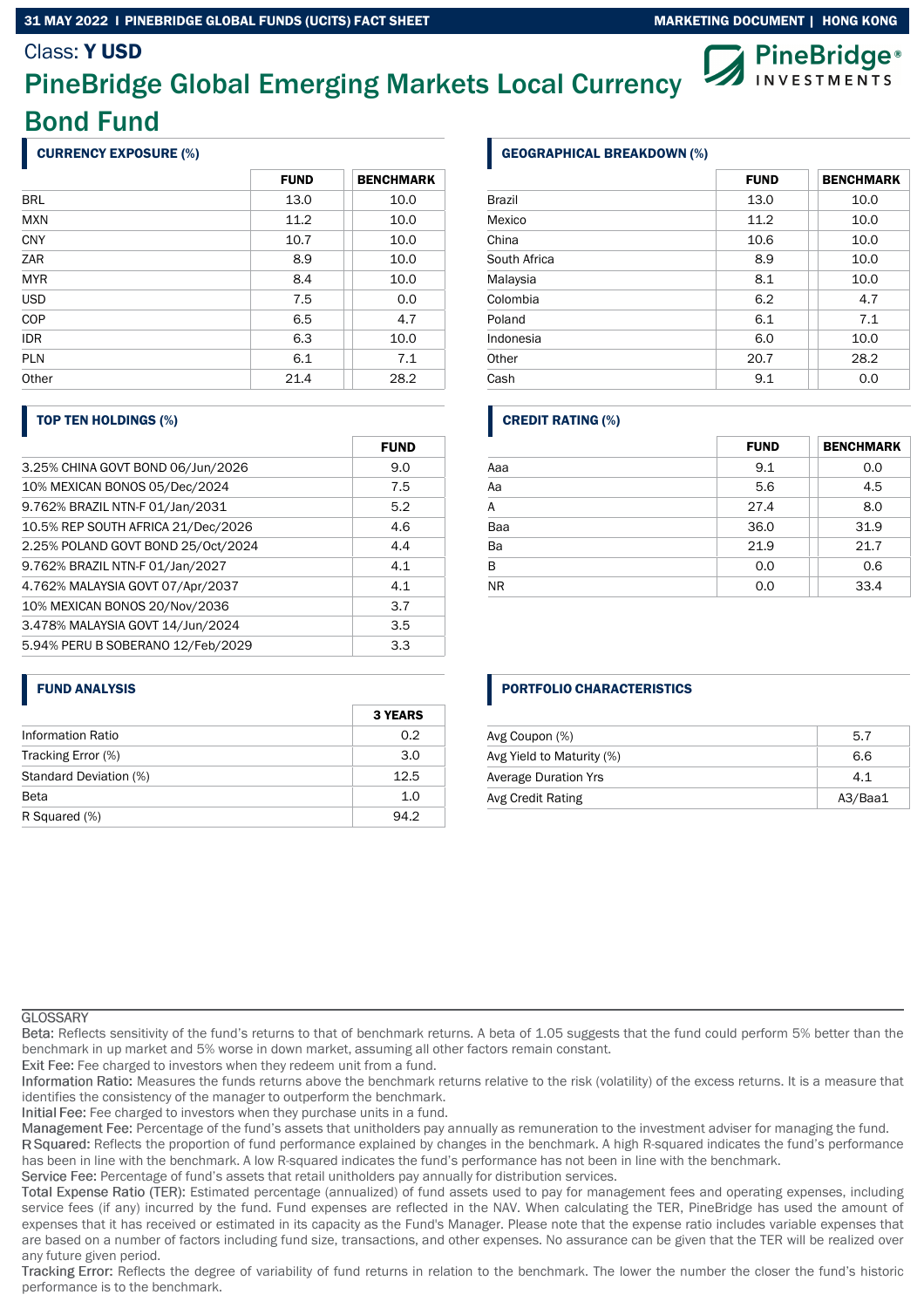Class: **Y USD**

# PineBridge Global Emerging Markets Local Currency Bond Fund

## CURRENCY EXPOSURE (%)

| | FUND | BENCHMARK |
|---|---|---|
| BRL | 13.0 | 10.0 |
| MXN | 11.2 | 10.0 |
| CNY | 10.7 | 10.0 |
| ZAR | 8.9 | 10.0 |
| MYR | 8.4 | 10.0 |
| USD | 7.5 | 0.0 |
| COP | 6.5 | 4.7 |
| IDR | 6.3 | 10.0 |
| PLN | 6.1 | 7.1 |
| Other | 21.4 | 28.2 |

## GEOGRAPHICAL BREAKDOWN (%)

| | FUND | BENCHMARK |
|---|---|---|
| Brazil | 13.0 | 10.0 |
| Mexico | 11.2 | 10.0 |
| China | 10.6 | 10.0 |
| South Africa | 8.9 | 10.0 |
| Malaysia | 8.1 | 10.0 |
| Colombia | 6.2 | 4.7 |
| Poland | 6.1 | 7.1 |
| Indonesia | 6.0 | 10.0 |
| Other | 20.7 | 28.2 |
| Cash | 9.1 | 0.0 |

## TOP TEN HOLDINGS (%)

| | FUND |
|---|---|
| 3.25% CHINA GOVT BOND 06/Jun/2026 | 9.0 |
| 10% MEXICAN BONOS 05/Dec/2024 | 7.5 |
| 9.762% BRAZIL NTN-F 01/Jan/2031 | 5.2 |
| 10.5% REP SOUTH AFRICA 21/Dec/2026 | 4.6 |
| 2.25% POLAND GOVT BOND 25/Oct/2024 | 4.4 |
| 9.762% BRAZIL NTN-F 01/Jan/2027 | 4.1 |
| 4.762% MALAYSIA GOVT 07/Apr/2037 | 4.1 |
| 10% MEXICAN BONOS 20/Nov/2036 | 3.7 |
| 3.478% MALAYSIA GOVT 14/Jun/2024 | 3.5 |
| 5.94% PERU B SOBERANO 12/Feb/2029 | 3.3 |

## CREDIT RATING (%)

| | FUND | BENCHMARK |
|---|---|---|
| Aaa | 9.1 | 0.0 |
| Aa | 5.6 | 4.5 |
| A | 27.4 | 8.0 |
| Baa | 36.0 | 31.9 |
| Ba | 21.9 | 21.7 |
| B | 0.0 | 0.6 |
| NR | 0.0 | 33.4 |

## FUND ANALYSIS

| | 3 YEARS |
|---|---|
| Information Ratio | 0.2 |
| Tracking Error (%) | 3.0 |
| Standard Deviation (%) | 12.5 |
| Beta | 1.0 |
| R Squared (%) | 94.2 |

## PORTFOLIO CHARACTERISTICS

| | |
|---|---|
| Avg Coupon (%) | 5.7 |
| Avg Yield to Maturity (%) | 6.6 |
| Average Duration Yrs | 4.1 |
| Avg Credit Rating | A3/Baa1 |

## GLOSSARY

Beta: Reflects sensitivity of the fund's returns to that of benchmark returns. A beta of 1.05 suggests that the fund could perform 5% better than the benchmark in up market and 5% worse in down market, assuming all other factors remain constant.

Exit Fee: Fee charged to investors when they redeem unit from a fund.

Information Ratio: Measures the funds returns above the benchmark returns relative to the risk (volatility) of the excess returns. It is a measure that identifies the consistency of the manager to outperform the benchmark.

Initial Fee: Fee charged to investors when they purchase units in a fund.

Management Fee: Percentage of the fund's assets that unitholders pay annually as remuneration to the investment adviser for managing the fund.

R Squared: Reflects the proportion of fund performance explained by changes in the benchmark. A high R-squared indicates the fund's performance has been in line with the benchmark. A low R-squared indicates the fund's performance has not been in line with the benchmark.

Service Fee: Percentage of fund's assets that retail unitholders pay annually for distribution services.

Total Expense Ratio (TER): Estimated percentage (annualized) of fund assets used to pay for management fees and operating expenses, including service fees (if any) incurred by the fund. Fund expenses are reflected in the NAV. When calculating the TER, PineBridge has used the amount of expenses that it has received or estimated in its capacity as the Fund's Manager. Please note that the expense ratio includes variable expenses that are based on a number of factors including fund size, transactions, and other expenses. No assurance can be given that the TER will be realized over any future given period.

Tracking Error: Reflects the degree of variability of fund returns in relation to the benchmark. The lower the number the closer the fund's historic performance is to the benchmark.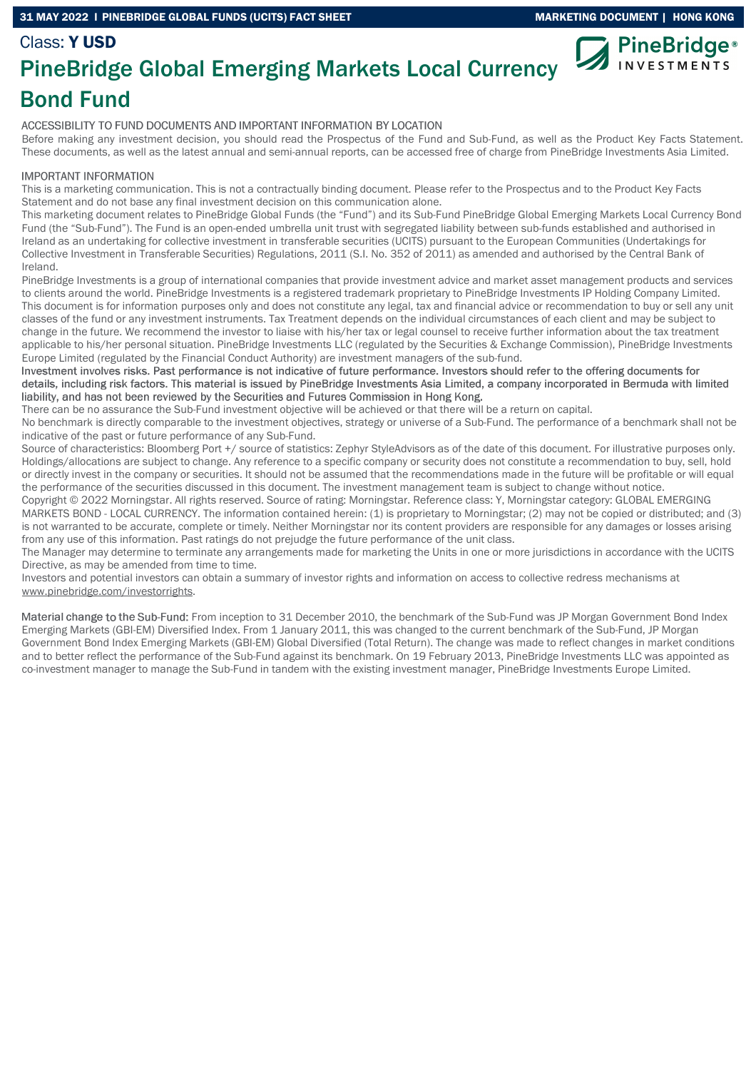Class: **Y USD**

# PineBridge Global Emerging Markets Local Currency Bond Fund

ACCESSIBILITY TO FUND DOCUMENTS AND IMPORTANT INFORMATION BY LOCATION

Before making any investment decision, you should read the Prospectus of the Fund and Sub-Fund, as well as the Product Key Facts Statement. These documents, as well as the latest annual and semi-annual reports, can be accessed free of charge from PineBridge Investments Asia Limited.

IMPORTANT INFORMATION

This is a marketing communication. This is not a contractually binding document. Please refer to the Prospectus and to the Product Key Facts Statement and do not base any final investment decision on this communication alone.

This marketing document relates to PineBridge Global Funds (the "Fund") and its Sub-Fund PineBridge Global Emerging Markets Local Currency Bond Fund (the "Sub-Fund"). The Fund is an open-ended umbrella unit trust with segregated liability between sub-funds established and authorised in Ireland as an undertaking for collective investment in transferable securities (UCITS) pursuant to the European Communities (Undertakings for Collective Investment in Transferable Securities) Regulations, 2011 (S.I. No. 352 of 2011) as amended and authorised by the Central Bank of Ireland.

PineBridge Investments is a group of international companies that provide investment advice and market asset management products and services to clients around the world. PineBridge Investments is a registered trademark proprietary to PineBridge Investments IP Holding Company Limited. This document is for information purposes only and does not constitute any legal, tax and financial advice or recommendation to buy or sell any unit classes of the fund or any investment instruments. Tax Treatment depends on the individual circumstances of each client and may be subject to change in the future. We recommend the investor to liaise with his/her tax or legal counsel to receive further information about the tax treatment applicable to his/her personal situation. PineBridge Investments LLC (regulated by the Securities & Exchange Commission), PineBridge Investments Europe Limited (regulated by the Financial Conduct Authority) are investment managers of the sub-fund.

Investment involves risks. Past performance is not indicative of future performance. Investors should refer to the offering documents for details, including risk factors. This material is issued by PineBridge Investments Asia Limited, a company incorporated in Bermuda with limited liability, and has not been reviewed by the Securities and Futures Commission in Hong Kong.

There can be no assurance the Sub-Fund investment objective will be achieved or that there will be a return on capital.

No benchmark is directly comparable to the investment objectives, strategy or universe of a Sub-Fund. The performance of a benchmark shall not be indicative of the past or future performance of any Sub-Fund.

Source of characteristics: Bloomberg Port +/ source of statistics: Zephyr StyleAdvisors as of the date of this document. For illustrative purposes only. Holdings/allocations are subject to change. Any reference to a specific company or security does not constitute a recommendation to buy, sell, hold or directly invest in the company or securities. It should not be assumed that the recommendations made in the future will be profitable or will equal the performance of the securities discussed in this document. The investment management team is subject to change without notice.

Copyright © 2022 Morningstar. All rights reserved. Source of rating: Morningstar. Reference class: Y, Morningstar category: GLOBAL EMERGING MARKETS BOND - LOCAL CURRENCY. The information contained herein: (1) is proprietary to Morningstar; (2) may not be copied or distributed; and (3) is not warranted to be accurate, complete or timely. Neither Morningstar nor its content providers are responsible for any damages or losses arising from any use of this information. Past ratings do not prejudge the future performance of the unit class.

The Manager may determine to terminate any arrangements made for marketing the Units in one or more jurisdictions in accordance with the UCITS Directive, as may be amended from time to time.

Investors and potential investors can obtain a summary of investor rights and information on access to collective redress mechanisms at www.pinebridge.com/investorrights.

Material change to the Sub-Fund: From inception to 31 December 2010, the benchmark of the Sub-Fund was JP Morgan Government Bond Index Emerging Markets (GBI-EM) Diversified Index. From 1 January 2011, this was changed to the current benchmark of the Sub-Fund, JP Morgan Government Bond Index Emerging Markets (GBI-EM) Global Diversified (Total Return). The change was made to reflect changes in market conditions and to better reflect the performance of the Sub-Fund against its benchmark. On 19 February 2013, PineBridge Investments LLC was appointed as co-investment manager to manage the Sub-Fund in tandem with the existing investment manager, PineBridge Investments Europe Limited.